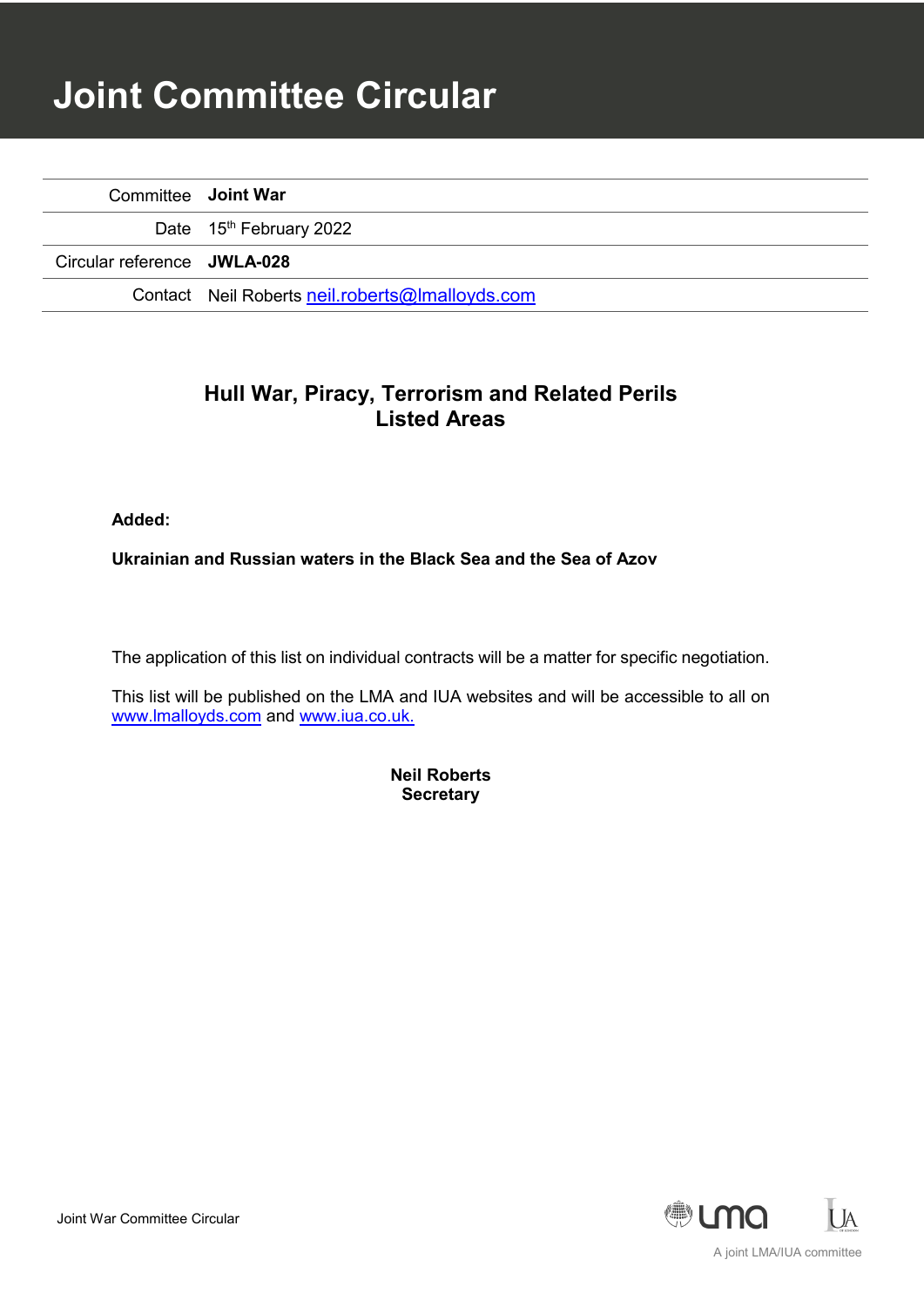# Joint Committee Circular

| | |
|---|---|
| Committee | **Joint War** |
| Date | 15th February 2022 |
| Circular reference | **JWLA-028** |
| Contact | Neil Roberts neil.roberts@lmalloyds.com |

## Hull War, Piracy, Terrorism and Related Perils Listed Areas

**Added:**

**Ukrainian and Russian waters in the Black Sea and the Sea of Azov**

The application of this list on individual contracts will be a matter for specific negotiation.

This list will be published on the LMA and IUA websites and will be accessible to all on www.lmalloyds.com and www.iua.co.uk.

**Neil Roberts**
**Secretary**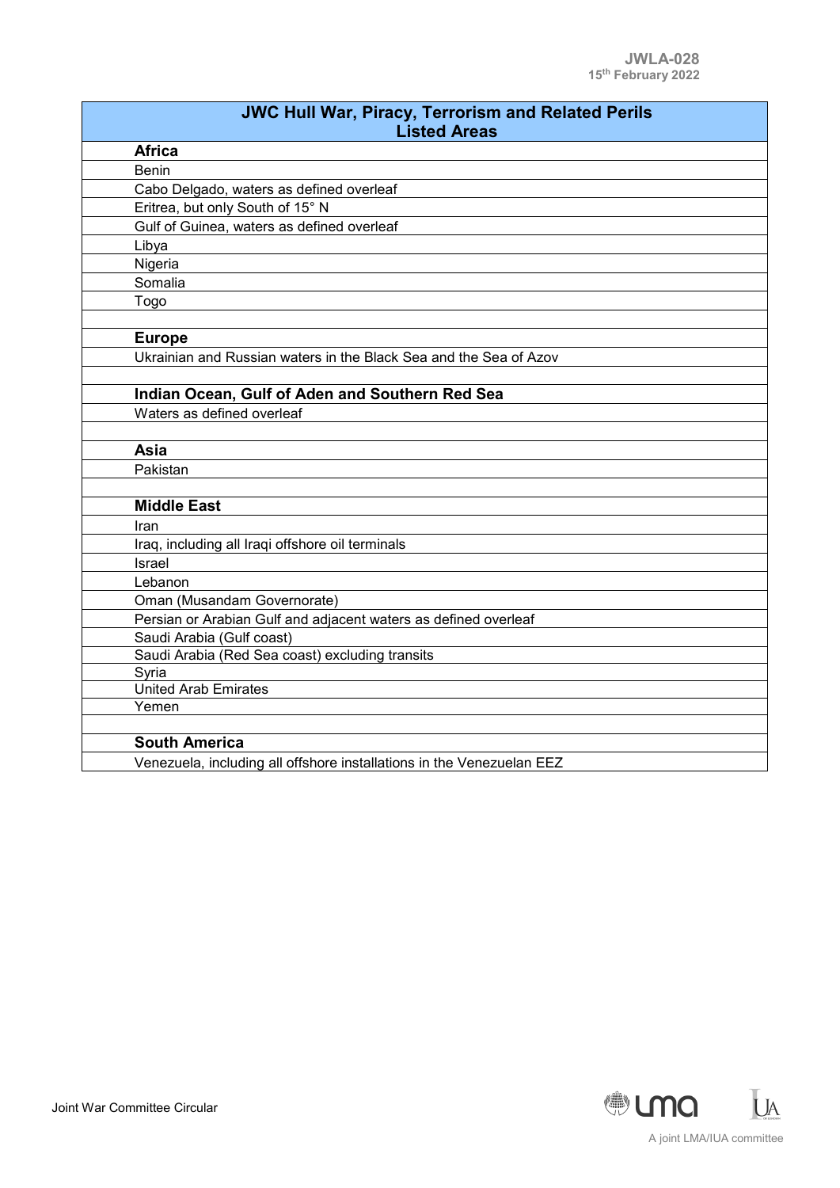JWLA-028
15th February 2022

| JWC Hull War, Piracy, Terrorism and Related Perils Listed Areas |
|---|
| **Africa** |
| Benin |
| Cabo Delgado, waters as defined overleaf |
| Eritrea, but only South of 15° N |
| Gulf of Guinea, waters as defined overleaf |
| Libya |
| Nigeria |
| Somalia |
| Togo |
| |
| **Europe** |
| Ukrainian and Russian waters in the Black Sea and the Sea of Azov |
| |
| **Indian Ocean, Gulf of Aden and Southern Red Sea** |
| Waters as defined overleaf |
| |
| **Asia** |
| Pakistan |
| |
| **Middle East** |
| Iran |
| Iraq, including all Iraqi offshore oil terminals |
| Israel |
| Lebanon |
| Oman (Musandam Governorate) |
| Persian or Arabian Gulf and adjacent waters as defined overleaf |
| Saudi Arabia (Gulf coast) |
| Saudi Arabia (Red Sea coast) excluding transits |
| Syria |
| United Arab Emirates |
| Yemen |
| |
| **South America** |
| Venezuela, including all offshore installations in the Venezuelan EEZ |

Joint War Committee Circular

A joint LMA/IUA committee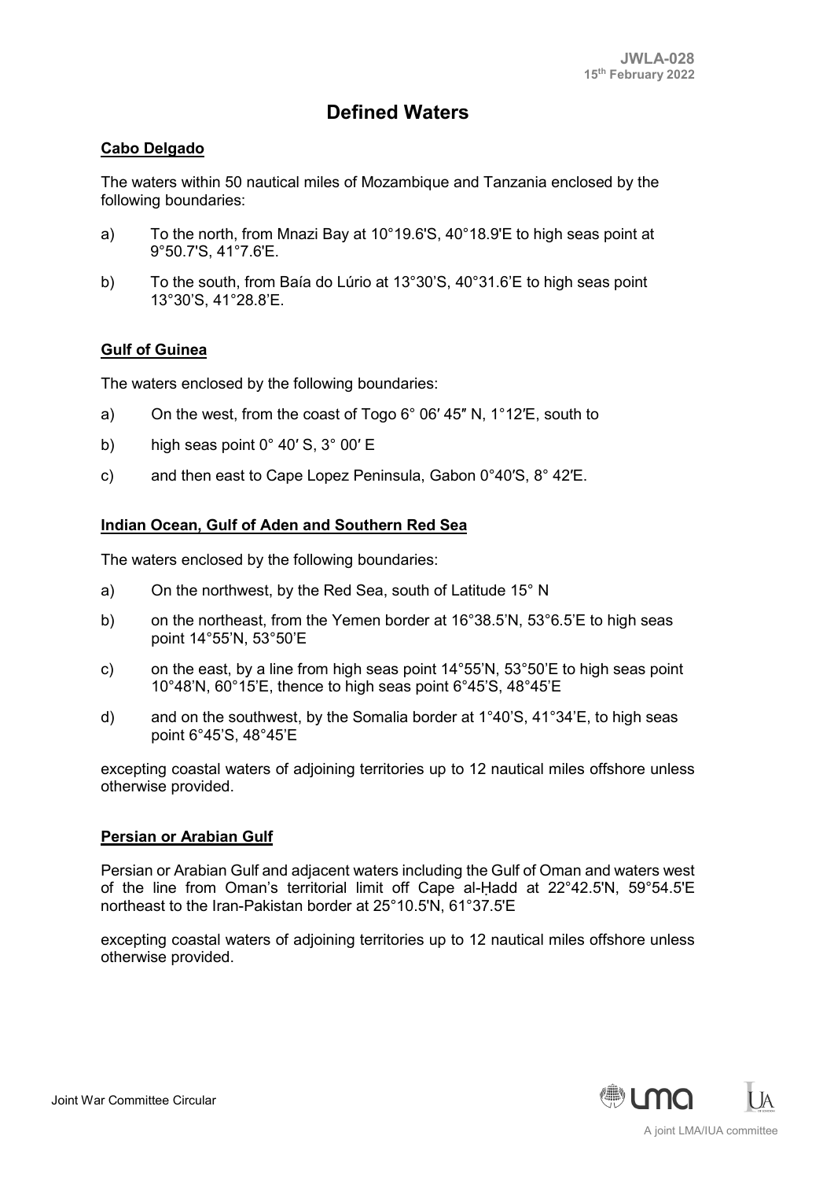JWLA-028
15th February 2022

# Defined Waters

## Cabo Delgado

The waters within 50 nautical miles of Mozambique and Tanzania enclosed by the following boundaries:

a) To the north, from Mnazi Bay at 10°19.6'S, 40°18.9'E to high seas point at 9°50.7'S, 41°7.6'E.

b) To the south, from Baía do Lúrio at 13°30'S, 40°31.6'E to high seas point 13°30'S, 41°28.8'E.

## Gulf of Guinea

The waters enclosed by the following boundaries:

a) On the west, from the coast of Togo 6° 06′ 45″ N, 1°12′E, south to

b) high seas point 0° 40′ S, 3° 00′ E

c) and then east to Cape Lopez Peninsula, Gabon 0°40′S, 8° 42′E.

## Indian Ocean, Gulf of Aden and Southern Red Sea

The waters enclosed by the following boundaries:

a) On the northwest, by the Red Sea, south of Latitude 15° N

b) on the northeast, from the Yemen border at 16°38.5'N, 53°6.5'E to high seas point 14°55'N, 53°50'E

c) on the east, by a line from high seas point 14°55'N, 53°50'E to high seas point 10°48'N, 60°15'E, thence to high seas point 6°45'S, 48°45'E

d) and on the southwest, by the Somalia border at 1°40'S, 41°34'E, to high seas point 6°45'S, 48°45'E

excepting coastal waters of adjoining territories up to 12 nautical miles offshore unless otherwise provided.

## Persian or Arabian Gulf

Persian or Arabian Gulf and adjacent waters including the Gulf of Oman and waters west of the line from Oman's territorial limit off Cape al-Ḥadd at 22°42.5'N, 59°54.5'E northeast to the Iran-Pakistan border at 25°10.5'N, 61°37.5'E

excepting coastal waters of adjoining territories up to 12 nautical miles offshore unless otherwise provided.

Joint War Committee Circular

A joint LMA/IUA committee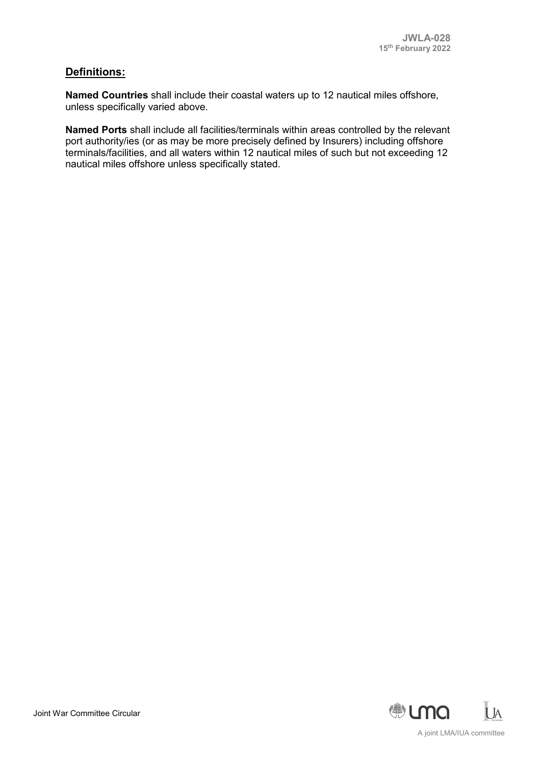## Definitions:

**Named Countries** shall include their coastal waters up to 12 nautical miles offshore, unless specifically varied above.

**Named Ports** shall include all facilities/terminals within areas controlled by the relevant port authority/ies (or as may be more precisely defined by Insurers) including offshore terminals/facilities, and all waters within 12 nautical miles of such but not exceeding 12 nautical miles offshore unless specifically stated.